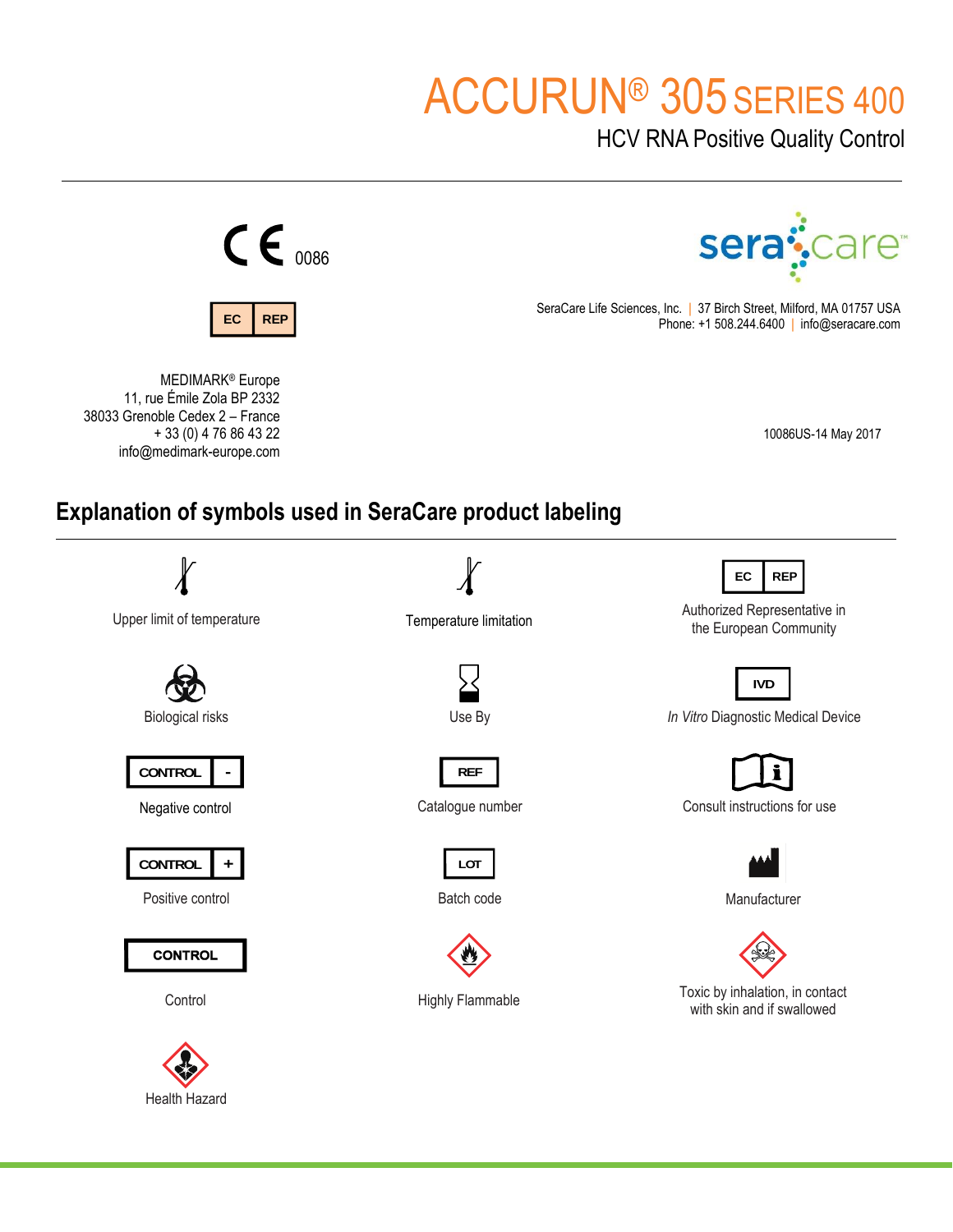# ACCURUN® 305 SERIES 400

## HCV RNA Positive Quality Control

CE 0086

EC REP

MEDIMARK® Europe
11, rue Émile Zola BP 2332
38033 Grenoble Cedex 2 – France
+ 33 (0) 4 76 86 43 22
info@medimark-europe.com

seracare™

SeraCare Life Sciences, Inc. | 37 Birch Street, Milford, MA 01757 USA
Phone: +1 508.244.6400 | info@seracare.com

10086US-14 May 2017

## Explanation of symbols used in SeraCare product labeling

| Symbol | Meaning |
| --- | --- |
| (thermometer) | Upper limit of temperature |
| (thermometer) | Temperature limitation |
| EC REP | Authorized Representative in the European Community |
| (biohazard) | Biological risks |
| (hourglass) | Use By |
| IVD | *In Vitro* Diagnostic Medical Device |
| CONTROL - | Negative control |
| REF | Catalogue number |
| (book) | Consult instructions for use |
| CONTROL + | Positive control |
| LOT | Batch code |
| (factory) | Manufacturer |
| CONTROL | Control |
| (flame) | Highly Flammable |
| (skull and crossbones) | Toxic by inhalation, in contact with skin and if swallowed |
| (health hazard) | Health Hazard |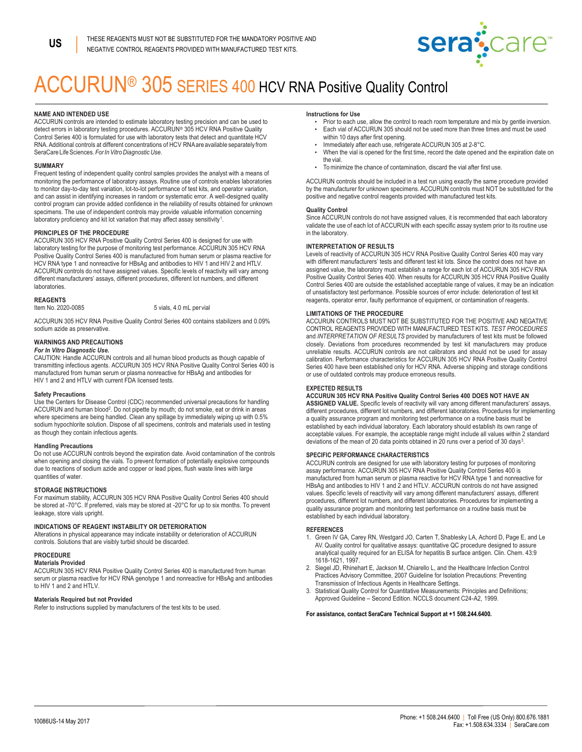US | THESE REAGENTS MUST NOT BE SUBSTITUTED FOR THE MANDATORY POSITIVE AND NEGATIVE CONTROL REAGENTS PROVIDED WITH MANUFACTURED TEST KITS.

# ACCURUN® 305 SERIES 400 HCV RNA Positive Quality Control

## NAME AND INTENDED USE

ACCURUN controls are intended to estimate laboratory testing precision and can be used to detect errors in laboratory testing procedures. ACCURUN® 305 HCV RNA Positive Quality Control Series 400 is formulated for use with laboratory tests that detect and quantitate HCV RNA. Additional controls at different concentrations of HCV RNA are available separately from SeraCare Life Sciences. *For In Vitro Diagnostic Use.*

## SUMMARY

Frequent testing of independent quality control samples provides the analyst with a means of monitoring the performance of laboratory assays. Routine use of controls enables laboratories to monitor day-to-day test variation, lot-to-lot performance of test kits, and operator variation, and can assist in identifying increases in random or systematic error. A well-designed quality control program can provide added confidence in the reliability of results obtained for unknown specimens. The use of independent controls may provide valuable information concerning laboratory proficiency and kit lot variation that may affect assay sensitivity[1].

## PRINCIPLES OF THE PROCEDURE

ACCURUN 305 HCV RNA Positive Quality Control Series 400 is designed for use with laboratory testing for the purpose of monitoring test performance. ACCURUN 305 HCV RNA Positive Quality Control Series 400 is manufactured from human serum or plasma reactive for HCV RNA type 1 and nonreactive for HBsAg and antibodies to HIV 1 and HIV 2 and HTLV. ACCURUN controls do not have assigned values. Specific levels of reactivity will vary among different manufacturers' assays, different procedures, different lot numbers, and different laboratories.

## REAGENTS

Item No. 2020-0085 5 vials, 4.0 mL per vial

ACCURUN 305 HCV RNA Positive Quality Control Series 400 contains stabilizers and 0.09% sodium azide as preservative.

## WARNINGS AND PRECAUTIONS

***For In Vitro Diagnostic Use.***

CAUTION: Handle ACCURUN controls and all human blood products as though capable of transmitting infectious agents. ACCURUN 305 HCV RNA Positive Quality Control Series 400 is manufactured from human serum or plasma nonreactive for HBsAg and antibodies for HIV 1 and 2 and HTLV with current FDA licensed tests.

### Safety Precautions

Use the Centers for Disease Control (CDC) recommended universal precautions for handling ACCURUN and human blood[2]. Do not pipette by mouth; do not smoke, eat or drink in areas where specimens are being handled. Clean any spillage by immediately wiping up with 0.5% sodium hypochlorite solution. Dispose of all specimens, controls and materials used in testing as though they contain infectious agents.

### Handling Precautions

Do not use ACCURUN controls beyond the expiration date. Avoid contamination of the controls when opening and closing the vials. To prevent formation of potentially explosive compounds due to reactions of sodium azide and copper or lead pipes, flush waste lines with large quantities of water.

## STORAGE INSTRUCTIONS

For maximum stability, ACCURUN 305 HCV RNA Positive Quality Control Series 400 should be stored at -70°C. If preferred, vials may be stored at -20°C for up to six months. To prevent leakage, store vials upright.

## INDICATIONS OF REAGENT INSTABILITY OR DETERIORATION

Alterations in physical appearance may indicate instability or deterioration of ACCURUN controls. Solutions that are visibly turbid should be discarded.

## PROCEDURE

### Materials Provided

ACCURUN 305 HCV RNA Positive Quality Control Series 400 is manufactured from human serum or plasma reactive for HCV RNA genotype 1 and nonreactive for HBsAg and antibodies to HIV 1 and 2 and HTLV.

### Materials Required but not Provided

Refer to instructions supplied by manufacturers of the test kits to be used.

### Instructions for Use

- Prior to each use, allow the control to reach room temperature and mix by gentle inversion.
- Each vial of ACCURUN 305 should not be used more than three times and must be used within 10 days after first opening.
- Immediately after each use, refrigerate ACCURUN 305 at 2-8°C.
- When the vial is opened for the first time, record the date opened and the expiration date on the vial.
- To minimize the chance of contamination, discard the vial after first use.

ACCURUN controls should be included in a test run using exactly the same procedure provided by the manufacturer for unknown specimens. ACCURUN controls must NOT be substituted for the positive and negative control reagents provided with manufactured test kits.

### Quality Control

Since ACCURUN controls do not have assigned values, it is recommended that each laboratory validate the use of each lot of ACCURUN with each specific assay system prior to its routine use in the laboratory.

## INTERPRETATION OF RESULTS

Levels of reactivity of ACCURUN 305 HCV RNA Positive Quality Control Series 400 may vary with different manufacturers' tests and different test kit lots. Since the control does not have an assigned value, the laboratory must establish a range for each lot of ACCURUN 305 HCV RNA Positive Quality Control Series 400. When results for ACCURUN 305 HCV RNA Positive Quality Control Series 400 are outside the established acceptable range of values, it may be an indication of unsatisfactory test performance. Possible sources of error include: deterioration of test kit reagents, operator error, faulty performance of equipment, or contamination of reagents.

## LIMITATIONS OF THE PROCEDURE

ACCURUN CONTROLS MUST NOT BE SUBSTITUTED FOR THE POSITIVE AND NEGATIVE CONTROL REAGENTS PROVIDED WITH MANUFACTURED TEST KITS. *TEST PROCEDURES* and *INTERPRETATION OF RESULTS* provided by manufacturers of test kits must be followed closely. Deviations from procedures recommended by test kit manufacturers may produce unreliable results. ACCURUN controls are not calibrators and should not be used for assay calibration. Performance characteristics for ACCURUN 305 HCV RNA Positive Quality Control Series 400 have been established only for HCV RNA. Adverse shipping and storage conditions or use of outdated controls may produce erroneous results.

## EXPECTED RESULTS

**ACCURUN 305 HCV RNA Positive Quality Control Series 400 DOES NOT HAVE AN ASSIGNED VALUE.** Specific levels of reactivity will vary among different manufacturers' assays, different procedures, different lot numbers, and different laboratories. Procedures for implementing a quality assurance program and monitoring test performance on a routine basis must be established by each individual laboratory. Each laboratory should establish its own range of acceptable values. For example, the acceptable range might include all values within 2 standard deviations of the mean of 20 data points obtained in 20 runs over a period of 30 days[3].

## SPECIFIC PERFORMANCE CHARACTERISTICS

ACCURUN controls are designed for use with laboratory testing for purposes of monitoring assay performance. ACCURUN 305 HCV RNA Positive Quality Control Series 400 is manufactured from human serum or plasma reactive for HCV RNA type 1 and nonreactive for HBsAg and antibodies to HIV 1 and 2 and HTLV. ACCURUN controls do not have assigned values. Specific levels of reactivity will vary among different manufacturers' assays, different procedures, different lot numbers, and different laboratories. Procedures for implementing a quality assurance program and monitoring test performance on a routine basis must be established by each individual laboratory.

## REFERENCES

1. Green IV GA, Carey RN, Westgard JO, Carten T, Shablesky LA, Achord D, Page E, and Le AV. Quality control for qualitative assays: quantitative QC procedure designed to assure analytical quality required for an ELISA for hepatitis B surface antigen. Clin. Chem. 43:9 1618-1621, 1997.
2. Siegel JD, Rhinehart E, Jackson M, Chiarello L, and the Healthcare Infection Control Practices Advisory Committee, 2007 Guideline for Isolation Precautions: Preventing Transmission of Infectious Agents in Healthcare Settings.
3. Statistical Quality Control for Quantitative Measurements: Principles and Definitions; Approved Guideline – Second Edition. NCCLS document C24-A2, 1999.

**For assistance, contact SeraCare Technical Support at +1 508.244.6400.**

10086US-14 May 2017

Phone: +1 508.244.6400 | Toll Free (US Only) 800.676.1881
Fax: +1.508.634.3334 | SeraCare.com